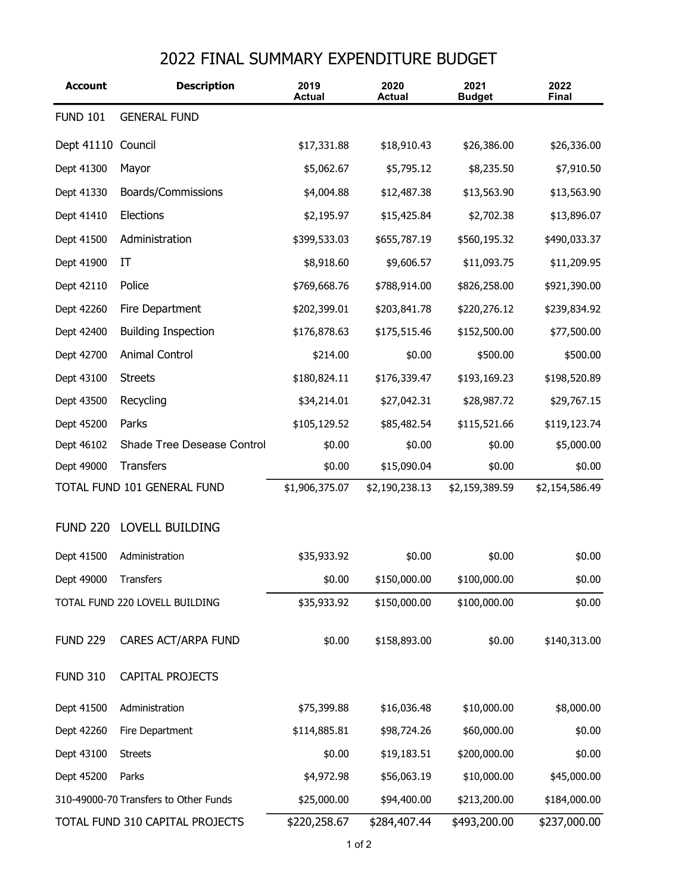# 2022 FINAL SUMMARY EXPENDITURE BUDGET

| Account | Description | 2019 Actual | 2020 Actual | 2021 Budget | 2022 Final |
|---|---|---|---|---|---|
| FUND 101 | GENERAL FUND | | | | |
| Dept 41110 | Council | $17,331.88 | $18,910.43 | $26,386.00 | $26,336.00 |
| Dept 41300 | Mayor | $5,062.67 | $5,795.12 | $8,235.50 | $7,910.50 |
| Dept 41330 | Boards/Commissions | $4,004.88 | $12,487.38 | $13,563.90 | $13,563.90 |
| Dept 41410 | Elections | $2,195.97 | $15,425.84 | $2,702.38 | $13,896.07 |
| Dept 41500 | Administration | $399,533.03 | $655,787.19 | $560,195.32 | $490,033.37 |
| Dept 41900 | IT | $8,918.60 | $9,606.57 | $11,093.75 | $11,209.95 |
| Dept 42110 | Police | $769,668.76 | $788,914.00 | $826,258.00 | $921,390.00 |
| Dept 42260 | Fire Department | $202,399.01 | $203,841.78 | $220,276.12 | $239,834.92 |
| Dept 42400 | Building Inspection | $176,878.63 | $175,515.46 | $152,500.00 | $77,500.00 |
| Dept 42700 | Animal Control | $214.00 | $0.00 | $500.00 | $500.00 |
| Dept 43100 | Streets | $180,824.11 | $176,339.47 | $193,169.23 | $198,520.89 |
| Dept 43500 | Recycling | $34,214.01 | $27,042.31 | $28,987.72 | $29,767.15 |
| Dept 45200 | Parks | $105,129.52 | $85,482.54 | $115,521.66 | $119,123.74 |
| Dept 46102 | Shade Tree Desease Control | $0.00 | $0.00 | $0.00 | $5,000.00 |
| Dept 49000 | Transfers | $0.00 | $15,090.04 | $0.00 | $0.00 |
| TOTAL FUND 101 GENERAL FUND | | $1,906,375.07 | $2,190,238.13 | $2,159,389.59 | $2,154,586.49 |
| FUND 220 | LOVELL BUILDING | | | | |
| Dept 41500 | Administration | $35,933.92 | $0.00 | $0.00 | $0.00 |
| Dept 49000 | Transfers | $0.00 | $150,000.00 | $100,000.00 | $0.00 |
| TOTAL FUND 220 LOVELL BUILDING | | $35,933.92 | $150,000.00 | $100,000.00 | $0.00 |
| FUND 229 | CARES ACT/ARPA FUND | $0.00 | $158,893.00 | $0.00 | $140,313.00 |
| FUND 310 | CAPITAL PROJECTS | | | | |
| Dept 41500 | Administration | $75,399.88 | $16,036.48 | $10,000.00 | $8,000.00 |
| Dept 42260 | Fire Department | $114,885.81 | $98,724.26 | $60,000.00 | $0.00 |
| Dept 43100 | Streets | $0.00 | $19,183.51 | $200,000.00 | $0.00 |
| Dept 45200 | Parks | $4,972.98 | $56,063.19 | $10,000.00 | $45,000.00 |
| 310-49000-70 | Transfers to Other Funds | $25,000.00 | $94,400.00 | $213,200.00 | $184,000.00 |
| TOTAL FUND 310 CAPITAL PROJECTS | | $220,258.67 | $284,407.44 | $493,200.00 | $237,000.00 |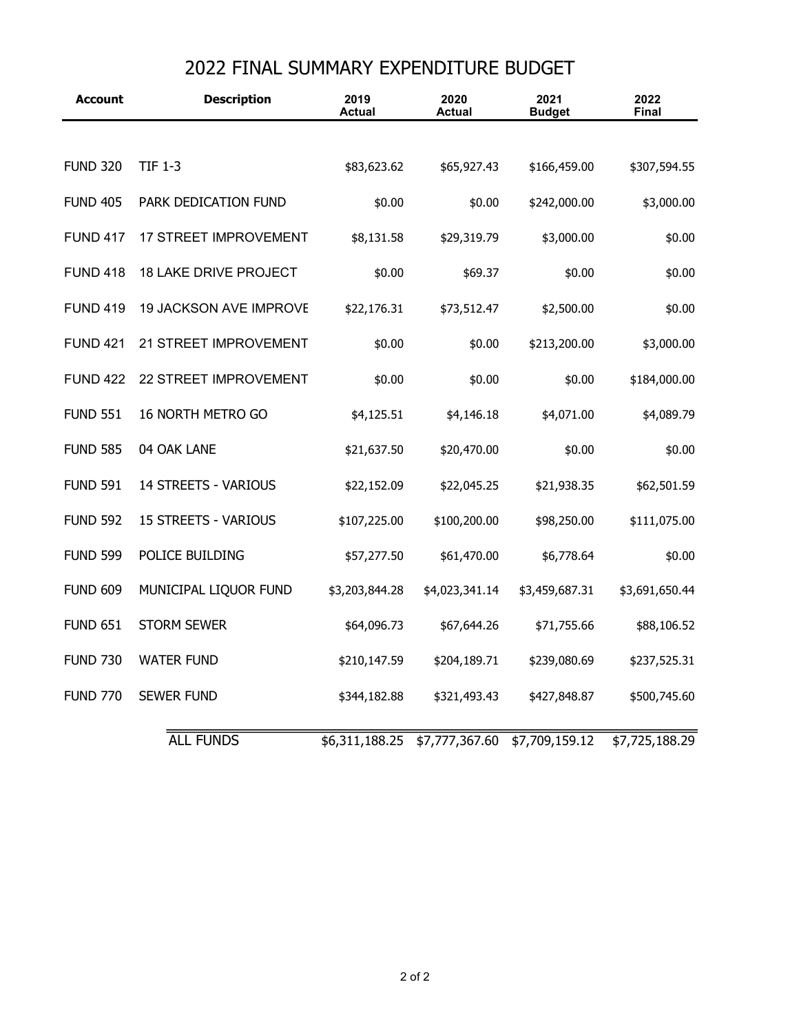# 2022 FINAL SUMMARY EXPENDITURE BUDGET

| Account | Description | 2019 Actual | 2020 Actual | 2021 Budget | 2022 Final |
|---|---|---|---|---|---|
| FUND 320 | TIF 1-3 | $83,623.62 | $65,927.43 | $166,459.00 | $307,594.55 |
| FUND 405 | PARK DEDICATION FUND | $0.00 | $0.00 | $242,000.00 | $3,000.00 |
| FUND 417 | 17 STREET IMPROVEMENT | $8,131.58 | $29,319.79 | $3,000.00 | $0.00 |
| FUND 418 | 18 LAKE DRIVE PROJECT | $0.00 | $69.37 | $0.00 | $0.00 |
| FUND 419 | 19 JACKSON AVE IMPROVE | $22,176.31 | $73,512.47 | $2,500.00 | $0.00 |
| FUND 421 | 21 STREET IMPROVEMENT | $0.00 | $0.00 | $213,200.00 | $3,000.00 |
| FUND 422 | 22 STREET IMPROVEMENT | $0.00 | $0.00 | $0.00 | $184,000.00 |
| FUND 551 | 16 NORTH METRO GO | $4,125.51 | $4,146.18 | $4,071.00 | $4,089.79 |
| FUND 585 | 04 OAK LANE | $21,637.50 | $20,470.00 | $0.00 | $0.00 |
| FUND 591 | 14 STREETS - VARIOUS | $22,152.09 | $22,045.25 | $21,938.35 | $62,501.59 |
| FUND 592 | 15 STREETS - VARIOUS | $107,225.00 | $100,200.00 | $98,250.00 | $111,075.00 |
| FUND 599 | POLICE BUILDING | $57,277.50 | $61,470.00 | $6,778.64 | $0.00 |
| FUND 609 | MUNICIPAL LIQUOR FUND | $3,203,844.28 | $4,023,341.14 | $3,459,687.31 | $3,691,650.44 |
| FUND 651 | STORM SEWER | $64,096.73 | $67,644.26 | $71,755.66 | $88,106.52 |
| FUND 730 | WATER FUND | $210,147.59 | $204,189.71 | $239,080.69 | $237,525.31 |
| FUND 770 | SEWER FUND | $344,182.88 | $321,493.43 | $427,848.87 | $500,745.60 |
| | ALL FUNDS | $6,311,188.25 | $7,777,367.60 | $7,709,159.12 | $7,725,188.29 |